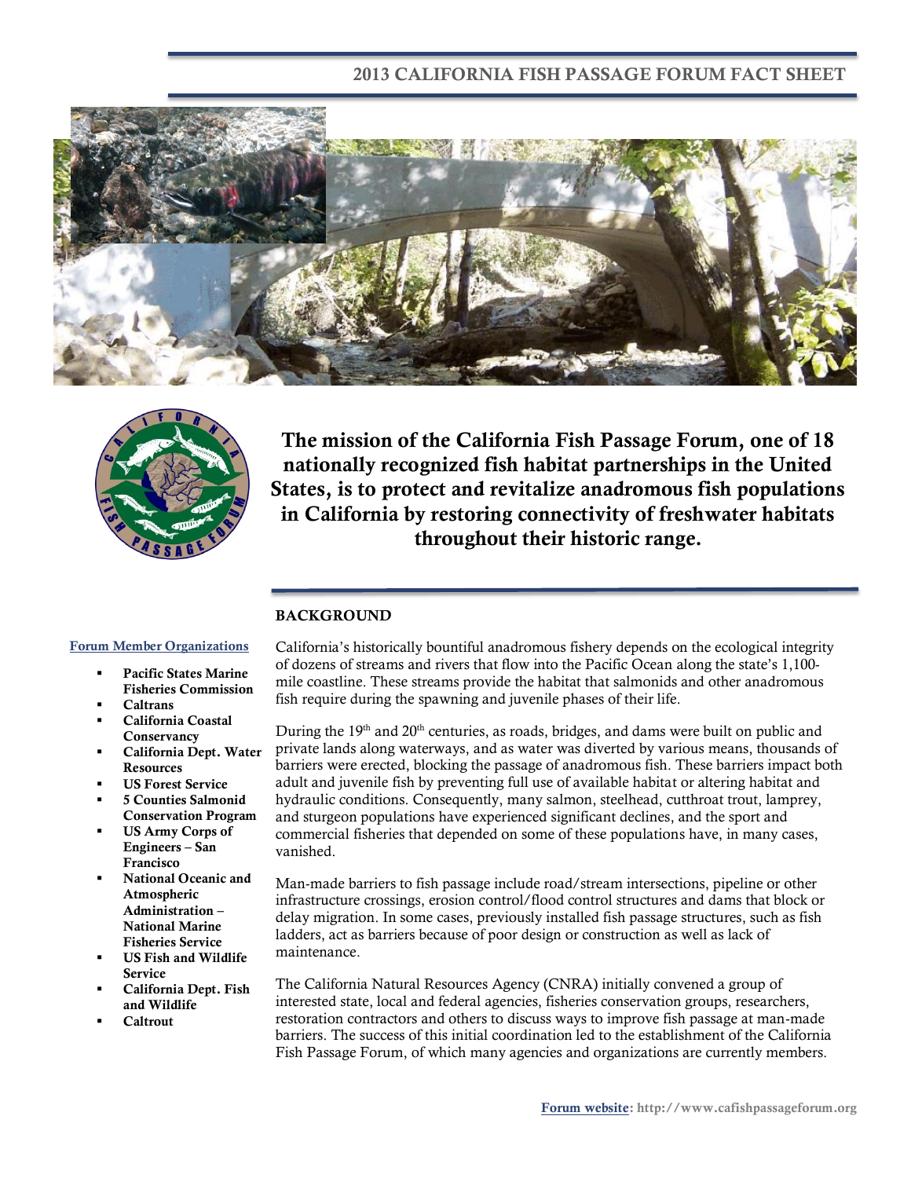# 2013 CALIFORNIA FISH PASSAGE FORUM FACT SHEET

**The mission of the California Fish Passage Forum, one of 18 nationally recognized fish habitat partnerships in the United States, is to protect and revitalize anadromous fish populations in California by restoring connectivity of freshwater habitats throughout their historic range.**

## BACKGROUND

California's historically bountiful anadromous fishery depends on the ecological integrity of dozens of streams and rivers that flow into the Pacific Ocean along the state's 1,100-mile coastline. These streams provide the habitat that salmonids and other anadromous fish require during the spawning and juvenile phases of their life.

During the 19th and 20th centuries, as roads, bridges, and dams were built on public and private lands along waterways, and as water was diverted by various means, thousands of barriers were erected, blocking the passage of anadromous fish. These barriers impact both adult and juvenile fish by preventing full use of available habitat or altering habitat and hydraulic conditions. Consequently, many salmon, steelhead, cutthroat trout, lamprey, and sturgeon populations have experienced significant declines, and the sport and commercial fisheries that depended on some of these populations have, in many cases, vanished.

Man-made barriers to fish passage include road/stream intersections, pipeline or other infrastructure crossings, erosion control/flood control structures and dams that block or delay migration. In some cases, previously installed fish passage structures, such as fish ladders, act as barriers because of poor design or construction as well as lack of maintenance.

The California Natural Resources Agency (CNRA) initially convened a group of interested state, local and federal agencies, fisheries conservation groups, researchers, restoration contractors and others to discuss ways to improve fish passage at man-made barriers. The success of this initial coordination led to the establishment of the California Fish Passage Forum, of which many agencies and organizations are currently members.

### Forum Member Organizations

- **Pacific States Marine Fisheries Commission**
- **Caltrans**
- **California Coastal Conservancy**
- **California Dept. Water Resources**
- **US Forest Service**
- **5 Counties Salmonid Conservation Program**
- **US Army Corps of Engineers – San Francisco**
- **National Oceanic and Atmospheric Administration – National Marine Fisheries Service**
- **US Fish and Wildlife Service**
- **California Dept. Fish and Wildlife**
- **Caltrout**

Forum website: http://www.cafishpassageforum.org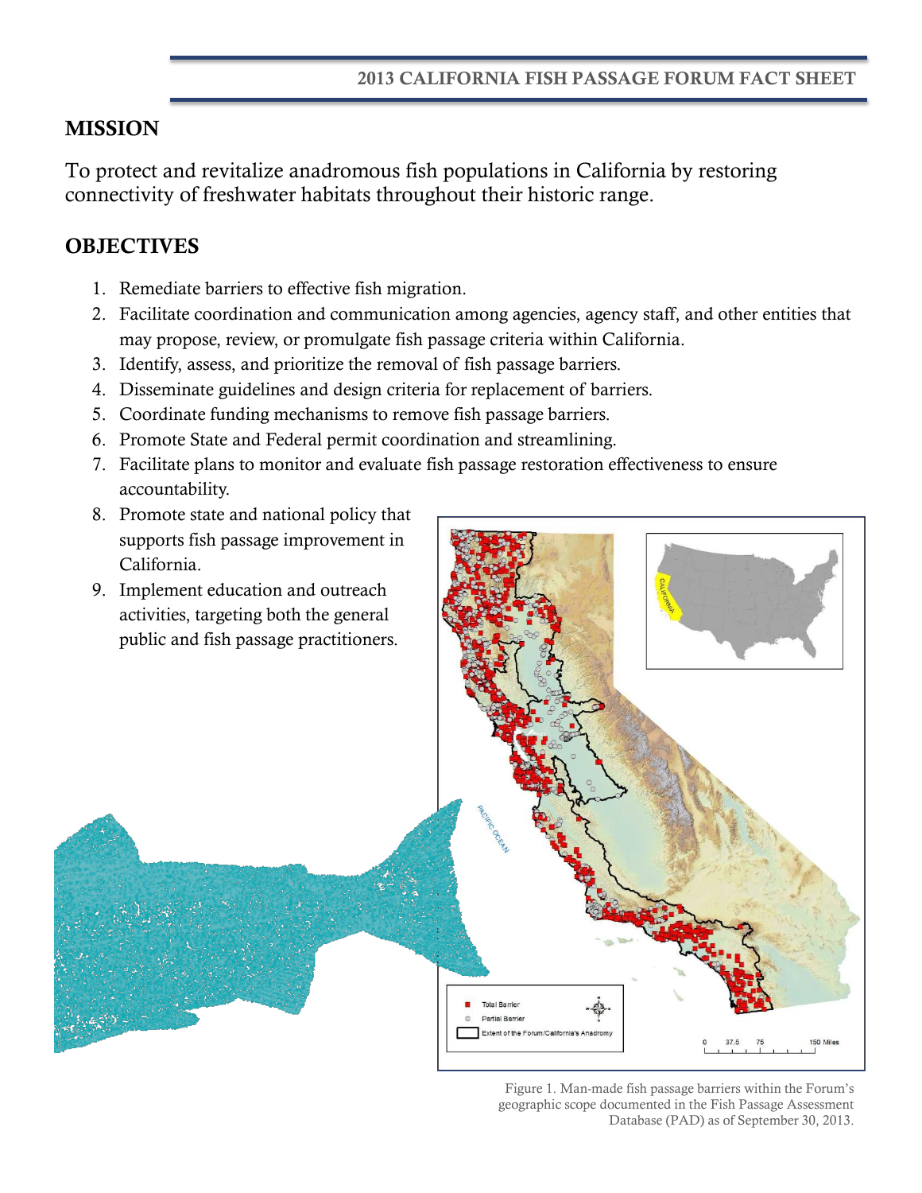## MISSION

To protect and revitalize anadromous fish populations in California by restoring connectivity of freshwater habitats throughout their historic range.

## OBJECTIVES

1. Remediate barriers to effective fish migration.
2. Facilitate coordination and communication among agencies, agency staff, and other entities that may propose, review, or promulgate fish passage criteria within California.
3. Identify, assess, and prioritize the removal of fish passage barriers.
4. Disseminate guidelines and design criteria for replacement of barriers.
5. Coordinate funding mechanisms to remove fish passage barriers.
6. Promote State and Federal permit coordination and streamlining.
7. Facilitate plans to monitor and evaluate fish passage restoration effectiveness to ensure accountability.
8. Promote state and national policy that supports fish passage improvement in California.
9. Implement education and outreach activities, targeting both the general public and fish passage practitioners.

Figure 1. Man-made fish passage barriers within the Forum's geographic scope documented in the Fish Passage Assessment Database (PAD) as of September 30, 2013.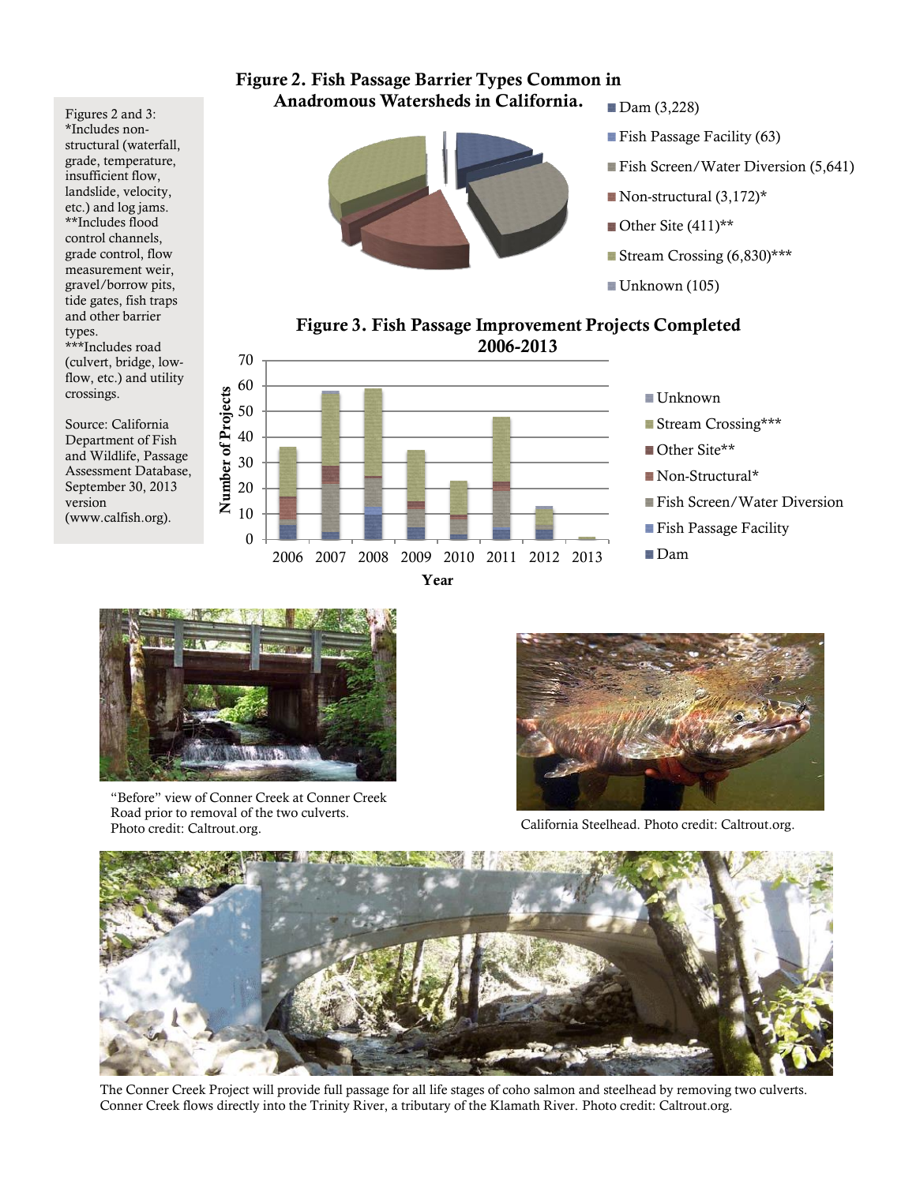Figures 2 and 3:
*Includes non-structural (waterfall, grade, temperature, insufficient flow, landslide, velocity, etc.) and log jams.
**Includes flood control channels, grade control, flow measurement weir, gravel/borrow pits, tide gates, fish traps and other barrier types.
***Includes road (culvert, bridge, low-flow, etc.) and utility crossings.

Source: California Department of Fish and Wildlife, Passage Assessment Database, September 30, 2013 version (www.calfish.org).

**Figure 2. Fish Passage Barrier Types Common in Anadromous Watersheds in California.**

Dam (3,228)
Fish Passage Facility (63)
Fish Screen/Water Diversion (5,641)
Non-structural (3,172)*
Other Site (411)**
Stream Crossing (6,830)***
Unknown (105)

**Figure 3. Fish Passage Improvement Projects Completed 2006-2013**

Number of Projects
0
10
20
30
40
50
60
70

Year
2006
2007
2008
2009
2010
2011
2012
2013

Unknown
Stream Crossing***
Other Site**
Non-Structural*
Fish Screen/Water Diversion
Fish Passage Facility
Dam

"Before" view of Conner Creek at Conner Creek Road prior to removal of the two culverts. Photo credit: Caltrout.org.

California Steelhead. Photo credit: Caltrout.org.

The Conner Creek Project will provide full passage for all life stages of coho salmon and steelhead by removing two culverts. Conner Creek flows directly into the Trinity River, a tributary of the Klamath River. Photo credit: Caltrout.org.